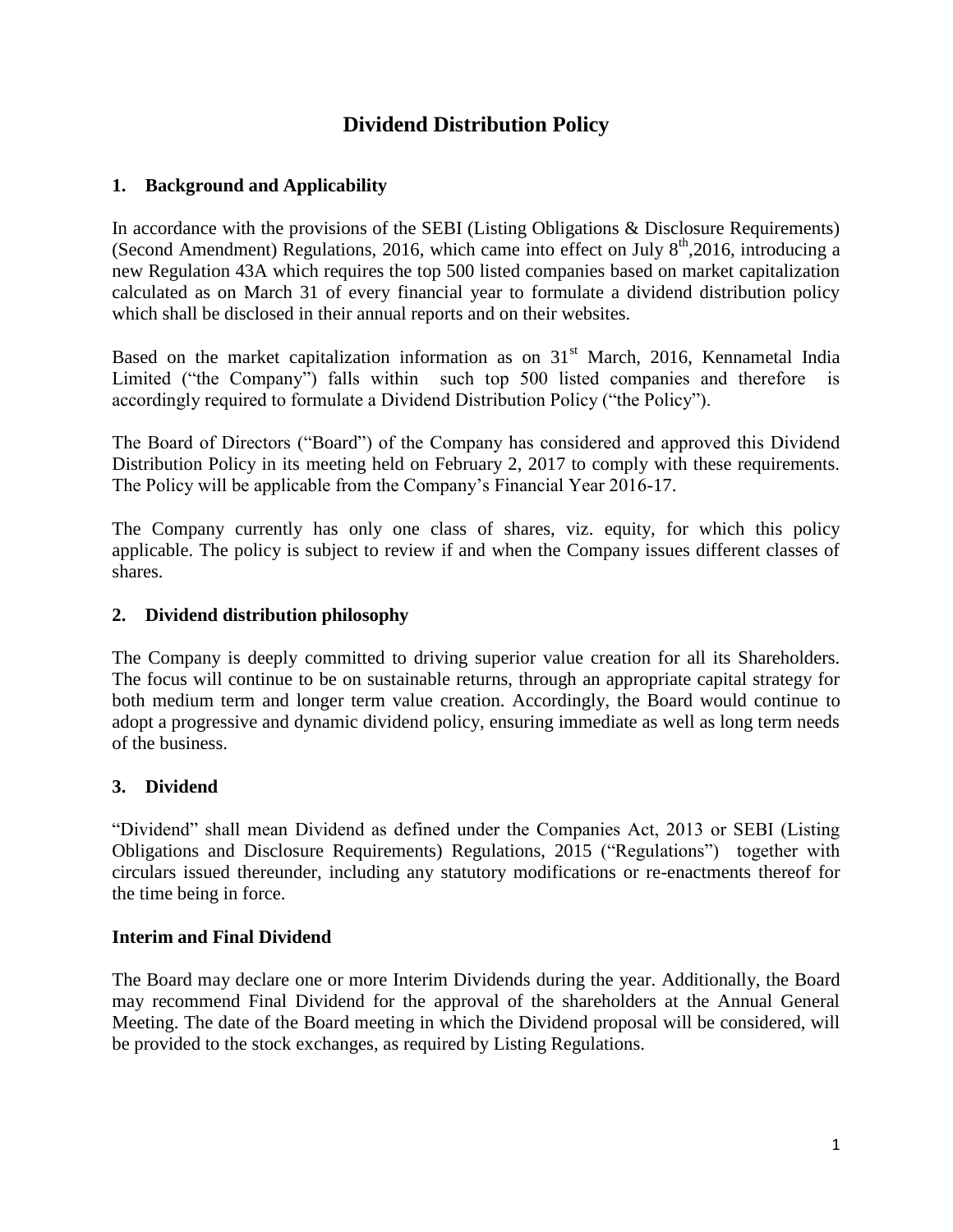# Dividend Distribution Policy

## 1. Background and Applicability

In accordance with the provisions of the SEBI (Listing Obligations & Disclosure Requirements) (Second Amendment) Regulations, 2016, which came into effect on July 8th,2016, introducing a new Regulation 43A which requires the top 500 listed companies based on market capitalization calculated as on March 31 of every financial year to formulate a dividend distribution policy which shall be disclosed in their annual reports and on their websites.

Based on the market capitalization information as on 31st March, 2016, Kennametal India Limited ("the Company") falls within such top 500 listed companies and therefore is accordingly required to formulate a Dividend Distribution Policy ("the Policy").

The Board of Directors ("Board") of the Company has considered and approved this Dividend Distribution Policy in its meeting held on February 2, 2017 to comply with these requirements. The Policy will be applicable from the Company's Financial Year 2016-17.

The Company currently has only one class of shares, viz. equity, for which this policy applicable. The policy is subject to review if and when the Company issues different classes of shares.

## 2. Dividend distribution philosophy

The Company is deeply committed to driving superior value creation for all its Shareholders. The focus will continue to be on sustainable returns, through an appropriate capital strategy for both medium term and longer term value creation. Accordingly, the Board would continue to adopt a progressive and dynamic dividend policy, ensuring immediate as well as long term needs of the business.

## 3. Dividend

"Dividend" shall mean Dividend as defined under the Companies Act, 2013 or SEBI (Listing Obligations and Disclosure Requirements) Regulations, 2015 ("Regulations") together with circulars issued thereunder, including any statutory modifications or re-enactments thereof for the time being in force.

### Interim and Final Dividend

The Board may declare one or more Interim Dividends during the year. Additionally, the Board may recommend Final Dividend for the approval of the shareholders at the Annual General Meeting. The date of the Board meeting in which the Dividend proposal will be considered, will be provided to the stock exchanges, as required by Listing Regulations.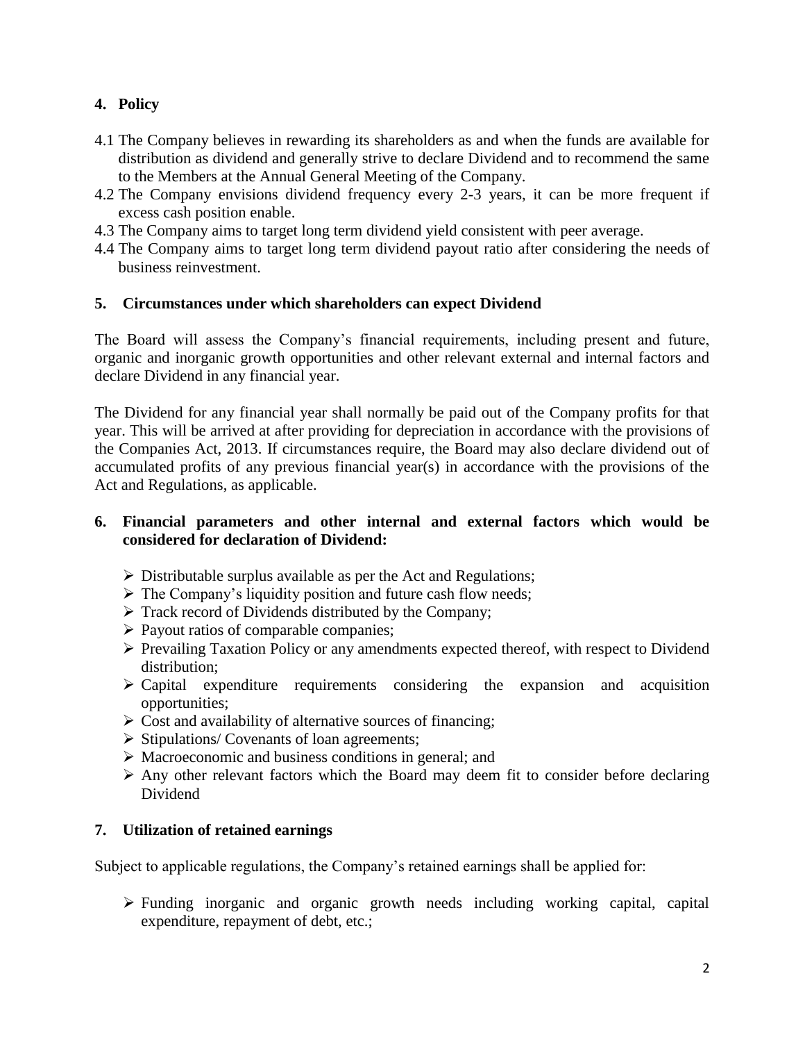## 4. Policy

4.1 The Company believes in rewarding its shareholders as and when the funds are available for distribution as dividend and generally strive to declare Dividend and to recommend the same to the Members at the Annual General Meeting of the Company.

4.2 The Company envisions dividend frequency every 2-3 years, it can be more frequent if excess cash position enable.

4.3 The Company aims to target long term dividend yield consistent with peer average.

4.4 The Company aims to target long term dividend payout ratio after considering the needs of business reinvestment.

## 5. Circumstances under which shareholders can expect Dividend

The Board will assess the Company's financial requirements, including present and future, organic and inorganic growth opportunities and other relevant external and internal factors and declare Dividend in any financial year.

The Dividend for any financial year shall normally be paid out of the Company profits for that year. This will be arrived at after providing for depreciation in accordance with the provisions of the Companies Act, 2013. If circumstances require, the Board may also declare dividend out of accumulated profits of any previous financial year(s) in accordance with the provisions of the Act and Regulations, as applicable.

## 6. Financial parameters and other internal and external factors which would be considered for declaration of Dividend:

- Distributable surplus available as per the Act and Regulations;
- The Company's liquidity position and future cash flow needs;
- Track record of Dividends distributed by the Company;
- Payout ratios of comparable companies;
- Prevailing Taxation Policy or any amendments expected thereof, with respect to Dividend distribution;
- Capital expenditure requirements considering the expansion and acquisition opportunities;
- Cost and availability of alternative sources of financing;
- Stipulations/ Covenants of loan agreements;
- Macroeconomic and business conditions in general; and
- Any other relevant factors which the Board may deem fit to consider before declaring Dividend

## 7. Utilization of retained earnings

Subject to applicable regulations, the Company's retained earnings shall be applied for:

- Funding inorganic and organic growth needs including working capital, capital expenditure, repayment of debt, etc.;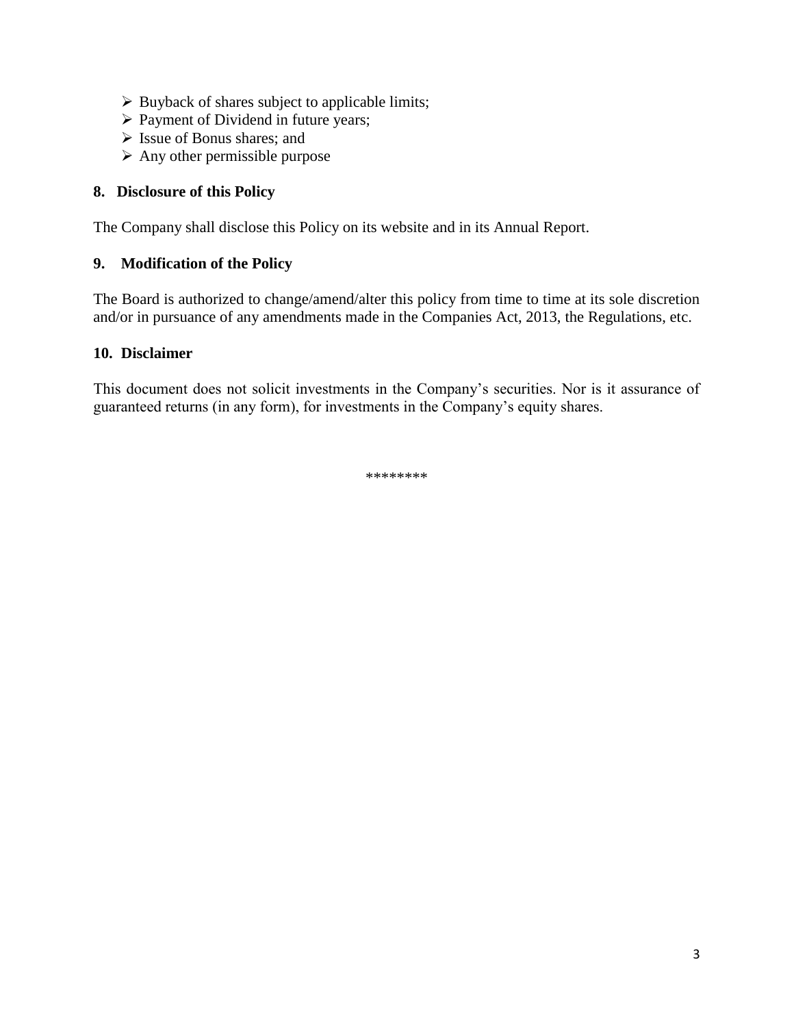- Buyback of shares subject to applicable limits;
- Payment of Dividend in future years;
- Issue of Bonus shares; and
- Any other permissible purpose

## 8. Disclosure of this Policy

The Company shall disclose this Policy on its website and in its Annual Report.

## 9. Modification of the Policy

The Board is authorized to change/amend/alter this policy from time to time at its sole discretion and/or in pursuance of any amendments made in the Companies Act, 2013, the Regulations, etc.

## 10. Disclaimer

This document does not solicit investments in the Company's securities. Nor is it assurance of guaranteed returns (in any form), for investments in the Company's equity shares.

********